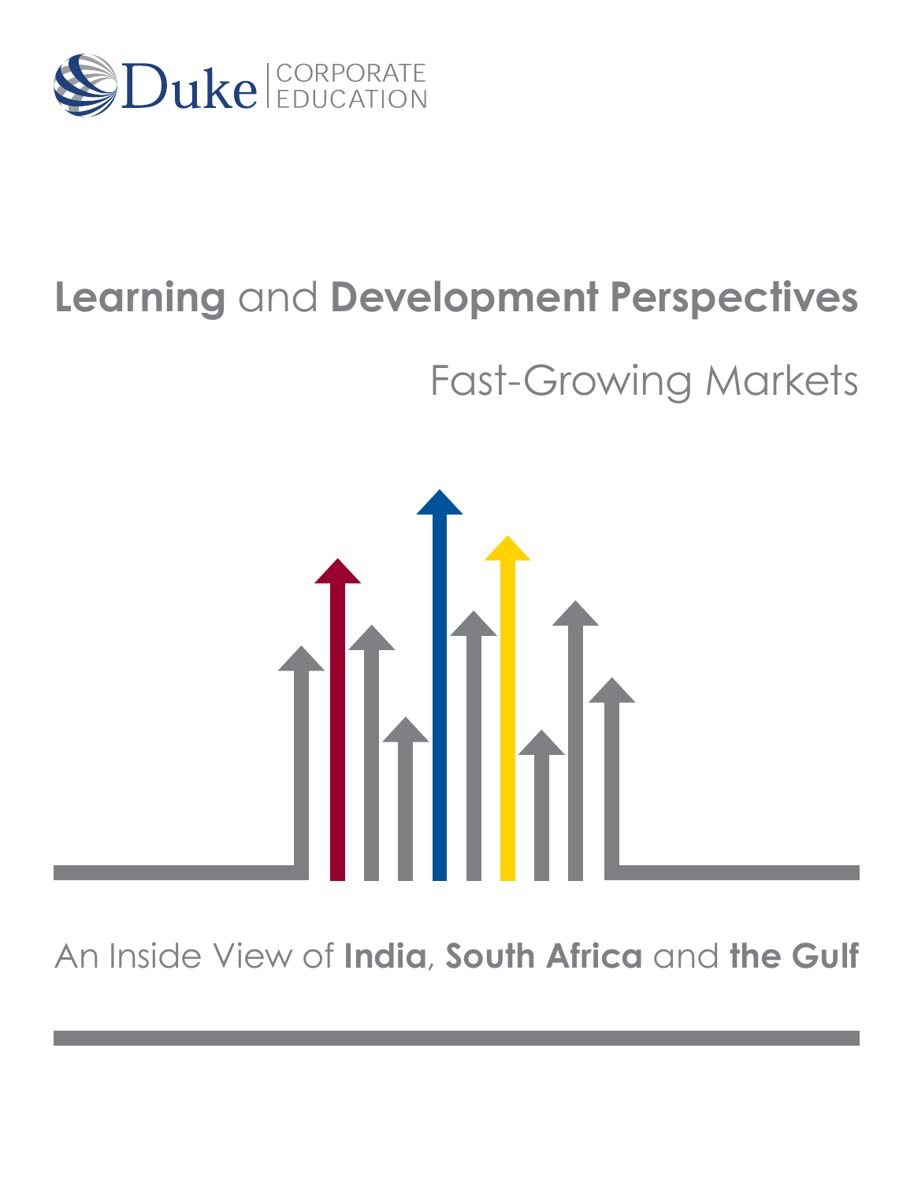Duke | CORPORATE EDUCATION

# **Learning** and **Development Perspectives**

## Fast-Growing Markets

An Inside View of **India**, **South Africa** and **the Gulf**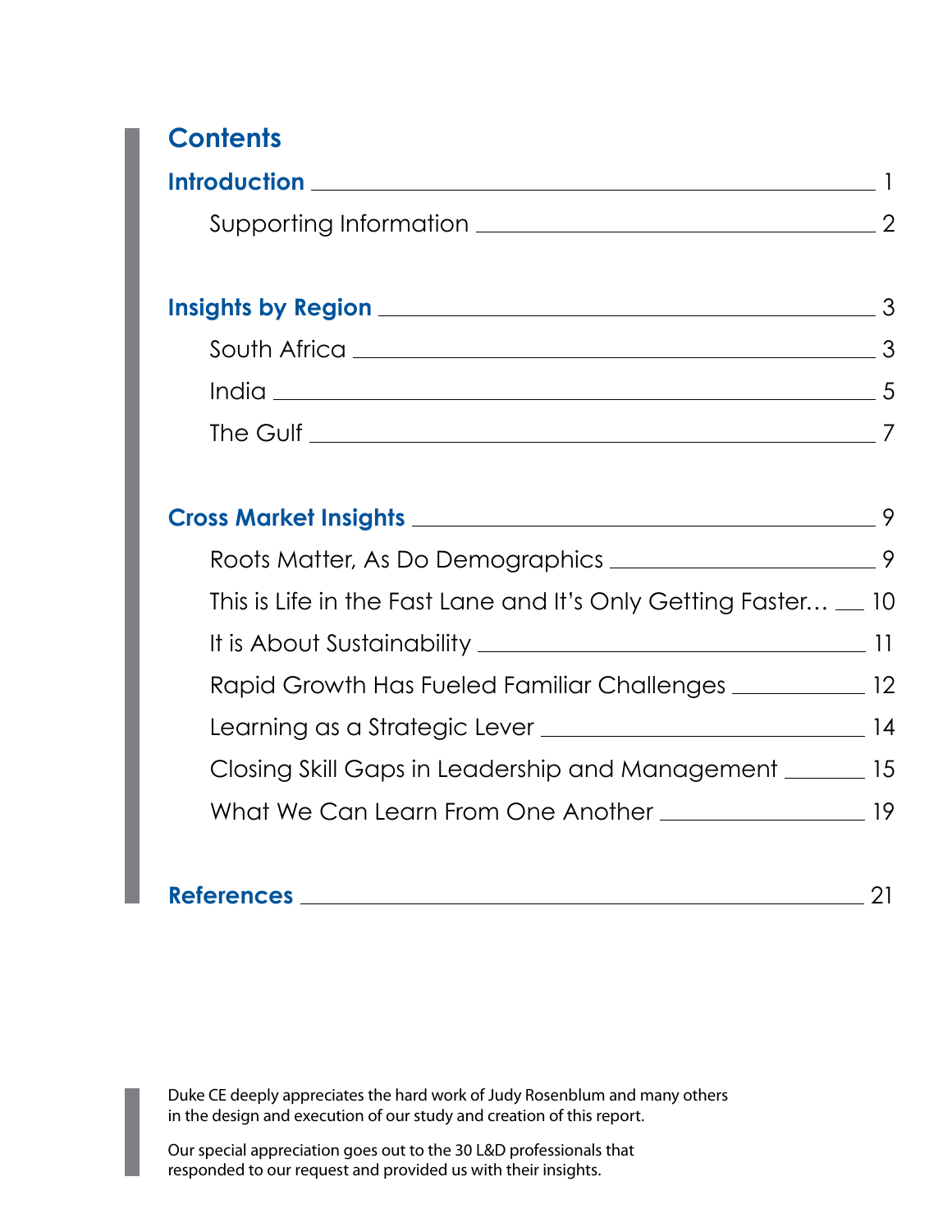# Contents

**Introduction** 1

- Supporting Information 2

**Insights by Region** 3

- South Africa 3
- India 5
- The Gulf 7

**Cross Market Insights** 9

- Roots Matter, As Do Demographics 9
- This is Life in the Fast Lane and It's Only Getting Faster… 10
- It is About Sustainability 11
- Rapid Growth Has Fueled Familiar Challenges 12
- Learning as a Strategic Lever 14
- Closing Skill Gaps in Leadership and Management 15
- What We Can Learn From One Another 19

**References** 21

Duke CE deeply appreciates the hard work of Judy Rosenblum and many others in the design and execution of our study and creation of this report.

Our special appreciation goes out to the 30 L&D professionals that responded to our request and provided us with their insights.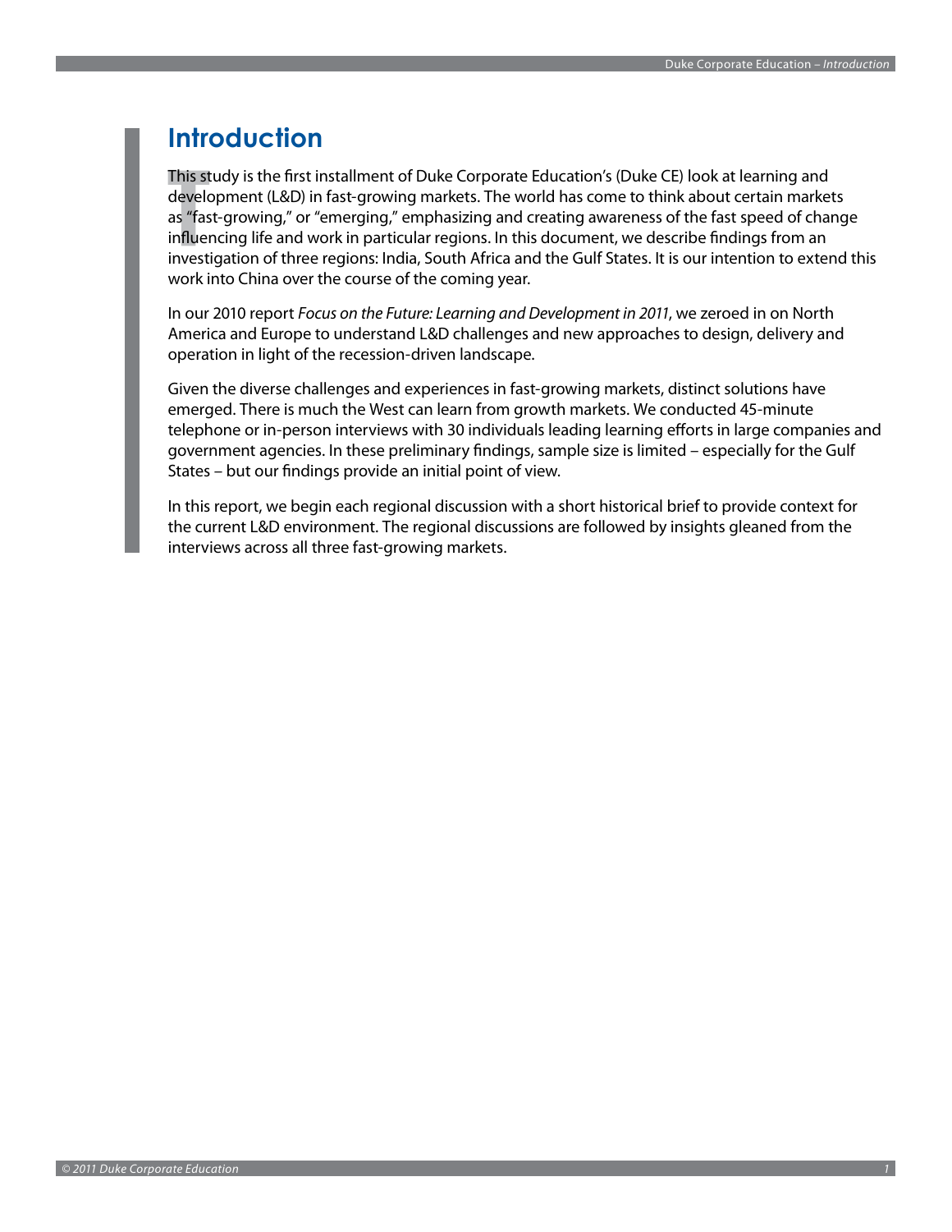# Introduction

This study is the first installment of Duke Corporate Education's (Duke CE) look at learning and development (L&D) in fast-growing markets. The world has come to think about certain markets as "fast-growing," or "emerging," emphasizing and creating awareness of the fast speed of change influencing life and work in particular regions. In this document, we describe findings from an investigation of three regions: India, South Africa and the Gulf States. It is our intention to extend this work into China over the course of the coming year.

In our 2010 report *Focus on the Future: Learning and Development in 2011*, we zeroed in on North America and Europe to understand L&D challenges and new approaches to design, delivery and operation in light of the recession-driven landscape.

Given the diverse challenges and experiences in fast-growing markets, distinct solutions have emerged. There is much the West can learn from growth markets. We conducted 45-minute telephone or in-person interviews with 30 individuals leading learning efforts in large companies and government agencies. In these preliminary findings, sample size is limited – especially for the Gulf States – but our findings provide an initial point of view.

In this report, we begin each regional discussion with a short historical brief to provide context for the current L&D environment. The regional discussions are followed by insights gleaned from the interviews across all three fast-growing markets.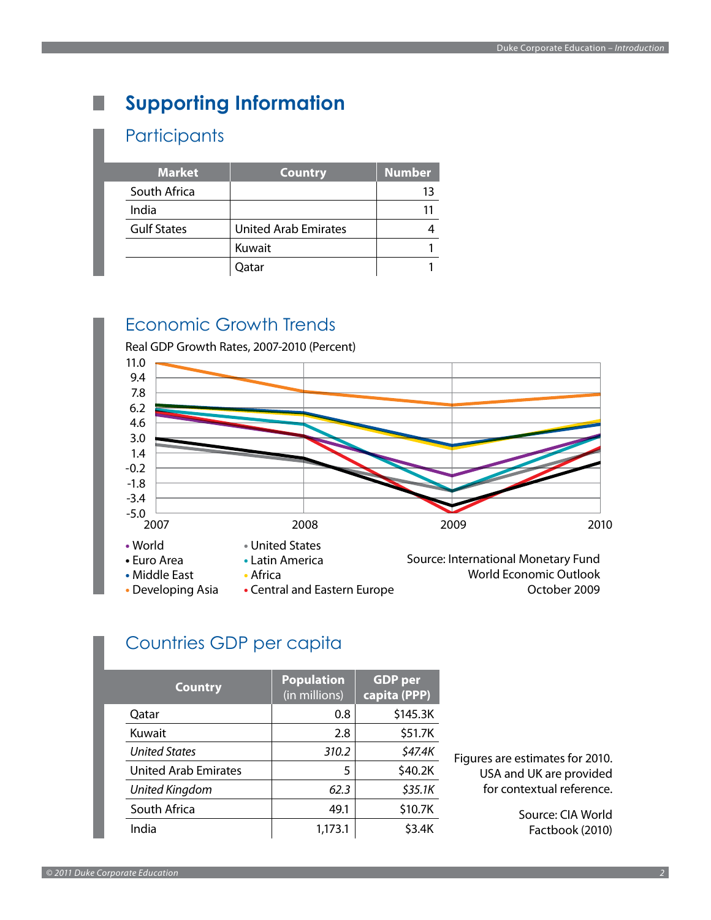# Supporting Information

## Participants

| Market | Country | Number |
|---|---|---|
| South Africa | | 13 |
| India | | 11 |
| Gulf States | United Arab Emirates | 4 |
| | Kuwait | 1 |
| | Qatar | 1 |

## Economic Growth Trends

Real GDP Growth Rates, 2007-2010 (Percent)

- World
- Euro Area
- Middle East
- Developing Asia
- United States
- Latin America
- Africa
- Central and Eastern Europe

Source: International Monetary Fund World Economic Outlook October 2009

## Countries GDP per capita

| Country | Population (in millions) | GDP per capita (PPP) |
|---|---|---|
| Qatar | 0.8 | $145.3K |
| Kuwait | 2.8 | $51.7K |
| *United States* | *310.2* | *$47.4K* |
| United Arab Emirates | 5 | $40.2K |
| *United Kingdom* | *62.3* | *$35.1K* |
| South Africa | 49.1 | $10.7K |
| India | 1,173.1 | $3.4K |

Figures are estimates for 2010. USA and UK are provided for contextual reference.

Source: CIA World Factbook (2010)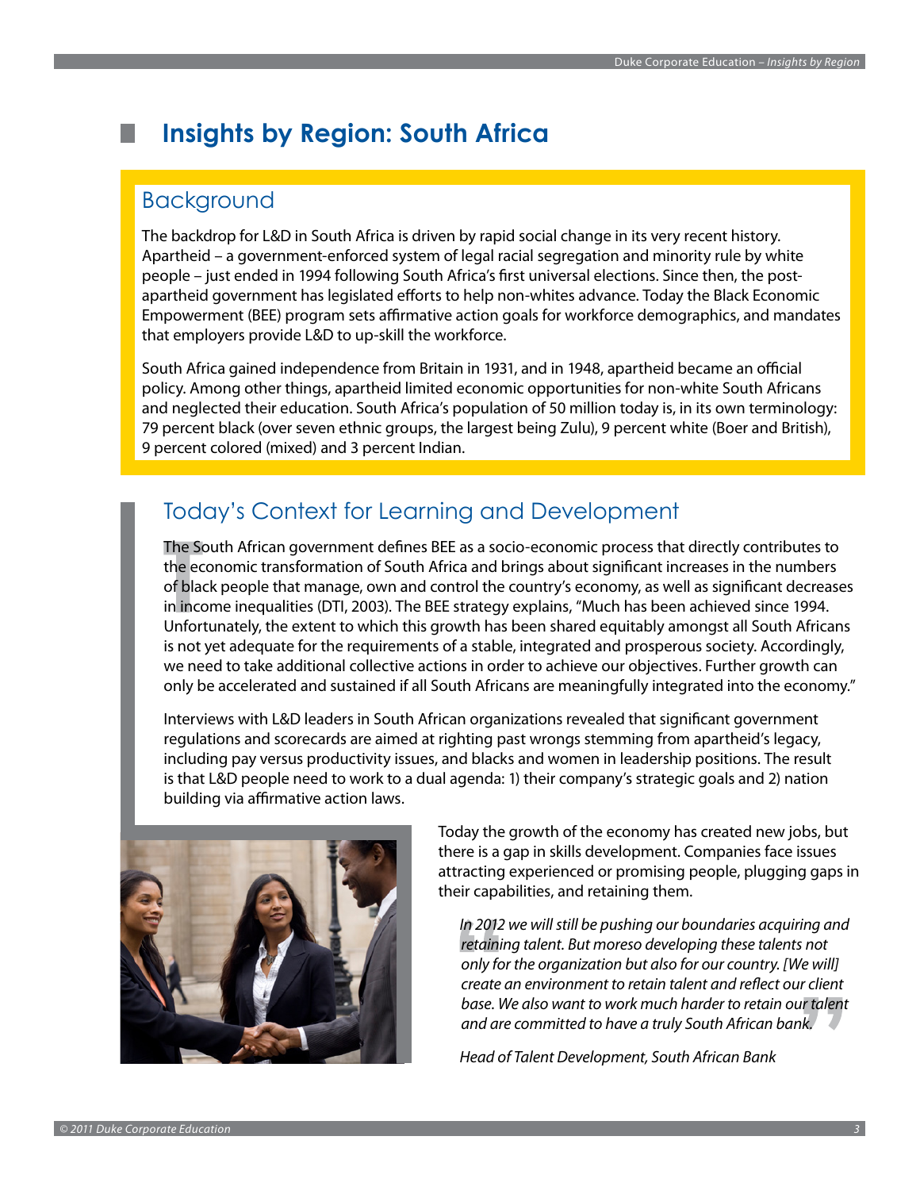# Insights by Region: South Africa

## Background

The backdrop for L&D in South Africa is driven by rapid social change in its very recent history. Apartheid – a government-enforced system of legal racial segregation and minority rule by white people – just ended in 1994 following South Africa's first universal elections. Since then, the post-apartheid government has legislated efforts to help non-whites advance. Today the Black Economic Empowerment (BEE) program sets affirmative action goals for workforce demographics, and mandates that employers provide L&D to up-skill the workforce.

South Africa gained independence from Britain in 1931, and in 1948, apartheid became an official policy. Among other things, apartheid limited economic opportunities for non-white South Africans and neglected their education. South Africa's population of 50 million today is, in its own terminology: 79 percent black (over seven ethnic groups, the largest being Zulu), 9 percent white (Boer and British), 9 percent colored (mixed) and 3 percent Indian.

## Today's Context for Learning and Development

The South African government defines BEE as a socio-economic process that directly contributes to the economic transformation of South Africa and brings about significant increases in the numbers of black people that manage, own and control the country's economy, as well as significant decreases in income inequalities (DTI, 2003). The BEE strategy explains, "Much has been achieved since 1994. Unfortunately, the extent to which this growth has been shared equitably amongst all South Africans is not yet adequate for the requirements of a stable, integrated and prosperous society. Accordingly, we need to take additional collective actions in order to achieve our objectives. Further growth can only be accelerated and sustained if all South Africans are meaningfully integrated into the economy."

Interviews with L&D leaders in South African organizations revealed that significant government regulations and scorecards are aimed at righting past wrongs stemming from apartheid's legacy, including pay versus productivity issues, and blacks and women in leadership positions. The result is that L&D people need to work to a dual agenda: 1) their company's strategic goals and 2) nation building via affirmative action laws.

Today the growth of the economy has created new jobs, but there is a gap in skills development. Companies face issues attracting experienced or promising people, plugging gaps in their capabilities, and retaining them.

> *In 2012 we will still be pushing our boundaries acquiring and retaining talent. But moreso developing these talents not only for the organization but also for our country. [We will] create an environment to retain talent and reflect our client base. We also want to work much harder to retain our talent and are committed to have a truly South African bank.*
>
> *Head of Talent Development, South African Bank*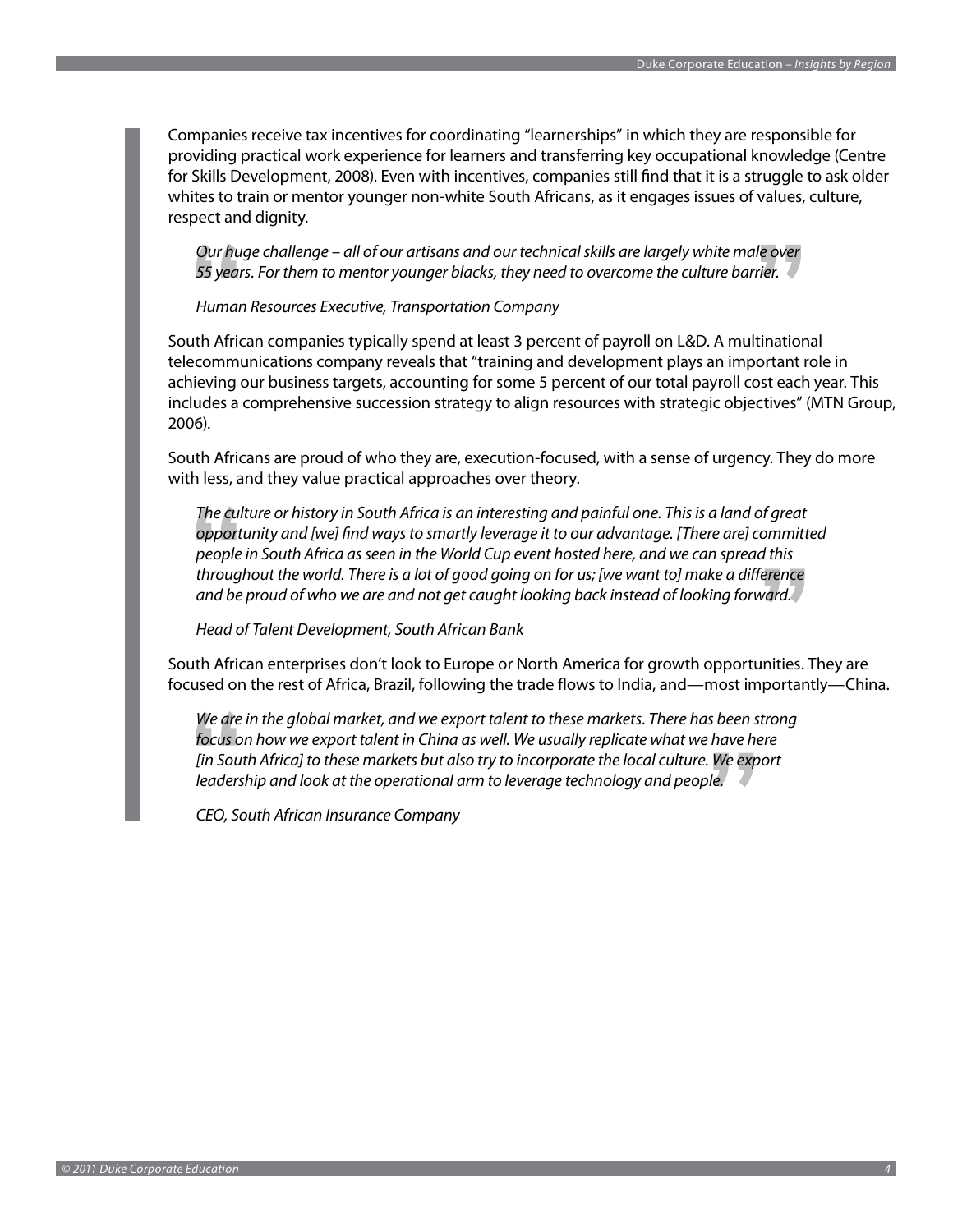Companies receive tax incentives for coordinating "learnerships" in which they are responsible for providing practical work experience for learners and transferring key occupational knowledge (Centre for Skills Development, 2008). Even with incentives, companies still find that it is a struggle to ask older whites to train or mentor younger non-white South Africans, as it engages issues of values, culture, respect and dignity.

> *Our huge challenge – all of our artisans and our technical skills are largely white male over 55 years. For them to mentor younger blacks, they need to overcome the culture barrier.*
>
> *Human Resources Executive, Transportation Company*

South African companies typically spend at least 3 percent of payroll on L&D. A multinational telecommunications company reveals that "training and development plays an important role in achieving our business targets, accounting for some 5 percent of our total payroll cost each year. This includes a comprehensive succession strategy to align resources with strategic objectives" (MTN Group, 2006).

South Africans are proud of who they are, execution-focused, with a sense of urgency. They do more with less, and they value practical approaches over theory.

> *The culture or history in South Africa is an interesting and painful one. This is a land of great opportunity and [we] find ways to smartly leverage it to our advantage. [There are] committed people in South Africa as seen in the World Cup event hosted here, and we can spread this throughout the world. There is a lot of good going on for us; [we want to] make a difference and be proud of who we are and not get caught looking back instead of looking forward.*
>
> *Head of Talent Development, South African Bank*

South African enterprises don't look to Europe or North America for growth opportunities. They are focused on the rest of Africa, Brazil, following the trade flows to India, and—most importantly—China.

> *We are in the global market, and we export talent to these markets. There has been strong focus on how we export talent in China as well. We usually replicate what we have here [in South Africa] to these markets but also try to incorporate the local culture. We export leadership and look at the operational arm to leverage technology and people.*
>
> *CEO, South African Insurance Company*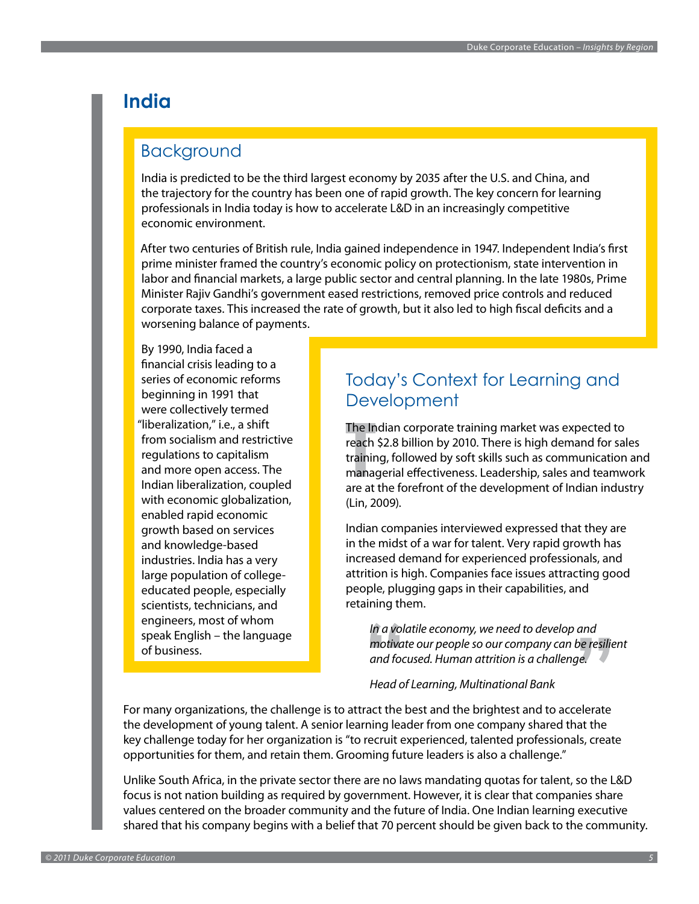# India

## Background

India is predicted to be the third largest economy by 2035 after the U.S. and China, and the trajectory for the country has been one of rapid growth. The key concern for learning professionals in India today is how to accelerate L&D in an increasingly competitive economic environment.

After two centuries of British rule, India gained independence in 1947. Independent India's first prime minister framed the country's economic policy on protectionism, state intervention in labor and financial markets, a large public sector and central planning. In the late 1980s, Prime Minister Rajiv Gandhi's government eased restrictions, removed price controls and reduced corporate taxes. This increased the rate of growth, but it also led to high fiscal deficits and a worsening balance of payments.

By 1990, India faced a financial crisis leading to a series of economic reforms beginning in 1991 that were collectively termed "liberalization," i.e., a shift from socialism and restrictive regulations to capitalism and more open access. The Indian liberalization, coupled with economic globalization, enabled rapid economic growth based on services and knowledge-based industries. India has a very large population of college-educated people, especially scientists, technicians, and engineers, most of whom speak English – the language of business.

## Today's Context for Learning and Development

The Indian corporate training market was expected to reach $2.8 billion by 2010. There is high demand for sales training, followed by soft skills such as communication and managerial effectiveness. Leadership, sales and teamwork are at the forefront of the development of Indian industry (Lin, 2009).

Indian companies interviewed expressed that they are in the midst of a war for talent. Very rapid growth has increased demand for experienced professionals, and attrition is high. Companies face issues attracting good people, plugging gaps in their capabilities, and retaining them.

> *In a volatile economy, we need to develop and motivate our people so our company can be resilient and focused. Human attrition is a challenge.*
>
> *Head of Learning, Multinational Bank*

For many organizations, the challenge is to attract the best and the brightest and to accelerate the development of young talent. A senior learning leader from one company shared that the key challenge today for her organization is "to recruit experienced, talented professionals, create opportunities for them, and retain them. Grooming future leaders is also a challenge."

Unlike South Africa, in the private sector there are no laws mandating quotas for talent, so the L&D focus is not nation building as required by government. However, it is clear that companies share values centered on the broader community and the future of India. One Indian learning executive shared that his company begins with a belief that 70 percent should be given back to the community.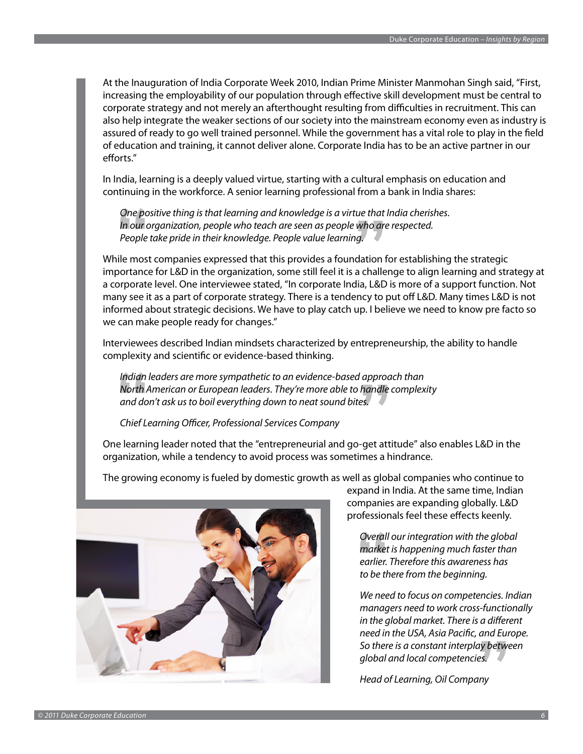At the Inauguration of India Corporate Week 2010, Indian Prime Minister Manmohan Singh said, "First, increasing the employability of our population through effective skill development must be central to corporate strategy and not merely an afterthought resulting from difficulties in recruitment. This can also help integrate the weaker sections of our society into the mainstream economy even as industry is assured of ready to go well trained personnel. While the government has a vital role to play in the field of education and training, it cannot deliver alone. Corporate India has to be an active partner in our efforts."

In India, learning is a deeply valued virtue, starting with a cultural emphasis on education and continuing in the workforce. A senior learning professional from a bank in India shares:

> *One positive thing is that learning and knowledge is a virtue that India cherishes. In our organization, people who teach are seen as people who are respected. People take pride in their knowledge. People value learning.*

While most companies expressed that this provides a foundation for establishing the strategic importance for L&D in the organization, some still feel it is a challenge to align learning and strategy at a corporate level. One interviewee stated, "In corporate India, L&D is more of a support function. Not many see it as a part of corporate strategy. There is a tendency to put off L&D. Many times L&D is not informed about strategic decisions. We have to play catch up. I believe we need to know pre facto so we can make people ready for changes."

Interviewees described Indian mindsets characterized by entrepreneurship, the ability to handle complexity and scientific or evidence-based thinking.

> *Indian leaders are more sympathetic to an evidence-based approach than North American or European leaders. They're more able to handle complexity and don't ask us to boil everything down to neat sound bites.*
>
> *Chief Learning Officer, Professional Services Company*

One learning leader noted that the "entrepreneurial and go-get attitude" also enables L&D in the organization, while a tendency to avoid process was sometimes a hindrance.

The growing economy is fueled by domestic growth as well as global companies who continue to expand in India. At the same time, Indian companies are expanding globally. L&D professionals feel these effects keenly.

> *Overall our integration with the global market is happening much faster than earlier. Therefore this awareness has to be there from the beginning.*
>
> *We need to focus on competencies. Indian managers need to work cross-functionally in the global market. There is a different need in the USA, Asia Pacific, and Europe. So there is a constant interplay between global and local competencies.*
>
> *Head of Learning, Oil Company*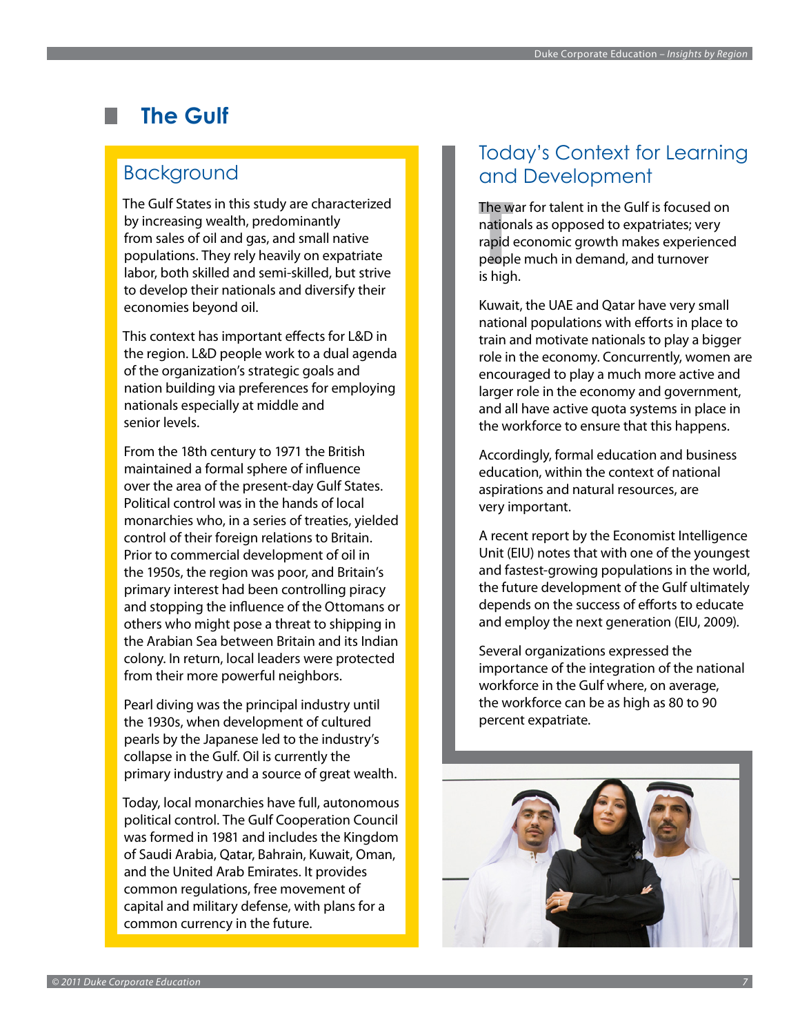# The Gulf

## Background

The Gulf States in this study are characterized by increasing wealth, predominantly from sales of oil and gas, and small native populations. They rely heavily on expatriate labor, both skilled and semi-skilled, but strive to develop their nationals and diversify their economies beyond oil.

This context has important effects for L&D in the region. L&D people work to a dual agenda of the organization's strategic goals and nation building via preferences for employing nationals especially at middle and senior levels.

From the 18th century to 1971 the British maintained a formal sphere of influence over the area of the present-day Gulf States. Political control was in the hands of local monarchies who, in a series of treaties, yielded control of their foreign relations to Britain. Prior to commercial development of oil in the 1950s, the region was poor, and Britain's primary interest had been controlling piracy and stopping the influence of the Ottomans or others who might pose a threat to shipping in the Arabian Sea between Britain and its Indian colony. In return, local leaders were protected from their more powerful neighbors.

Pearl diving was the principal industry until the 1930s, when development of cultured pearls by the Japanese led to the industry's collapse in the Gulf. Oil is currently the primary industry and a source of great wealth.

Today, local monarchies have full, autonomous political control. The Gulf Cooperation Council was formed in 1981 and includes the Kingdom of Saudi Arabia, Qatar, Bahrain, Kuwait, Oman, and the United Arab Emirates. It provides common regulations, free movement of capital and military defense, with plans for a common currency in the future.

## Today's Context for Learning and Development

The war for talent in the Gulf is focused on nationals as opposed to expatriates; very rapid economic growth makes experienced people much in demand, and turnover is high.

Kuwait, the UAE and Qatar have very small national populations with efforts in place to train and motivate nationals to play a bigger role in the economy. Concurrently, women are encouraged to play a much more active and larger role in the economy and government, and all have active quota systems in place in the workforce to ensure that this happens.

Accordingly, formal education and business education, within the context of national aspirations and natural resources, are very important.

A recent report by the Economist Intelligence Unit (EIU) notes that with one of the youngest and fastest-growing populations in the world, the future development of the Gulf ultimately depends on the success of efforts to educate and employ the next generation (EIU, 2009).

Several organizations expressed the importance of the integration of the national workforce in the Gulf where, on average, the workforce can be as high as 80 to 90 percent expatriate.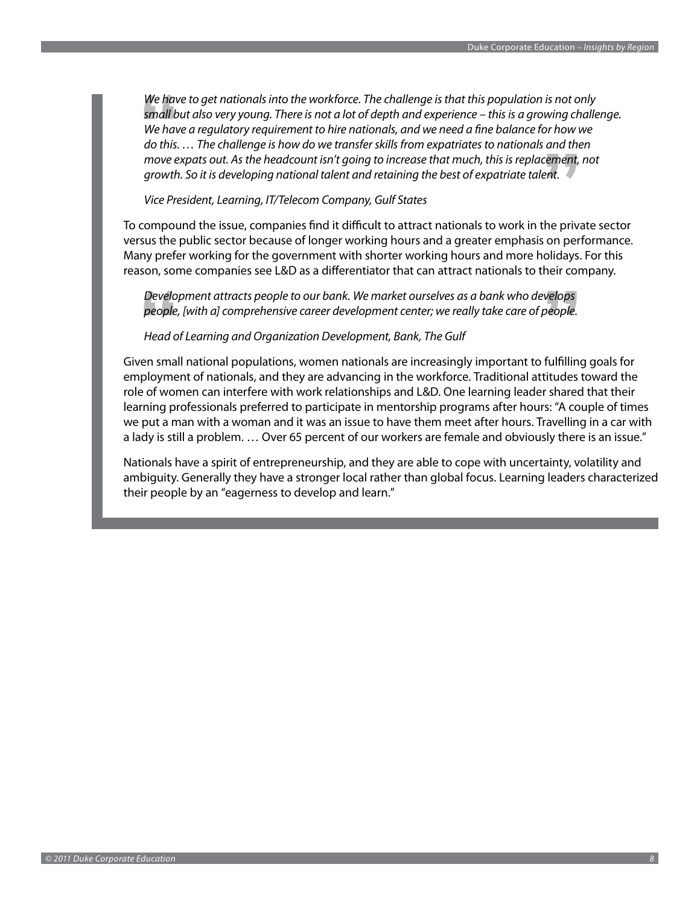> *We have to get nationals into the workforce. The challenge is that this population is not only small but also very young. There is not a lot of depth and experience – this is a growing challenge. We have a regulatory requirement to hire nationals, and we need a fine balance for how we do this. … The challenge is how do we transfer skills from expatriates to nationals and then move expats out. As the headcount isn't going to increase that much, this is replacement, not growth. So it is developing national talent and retaining the best of expatriate talent.*
>
> *Vice President, Learning, IT/Telecom Company, Gulf States*

To compound the issue, companies find it difficult to attract nationals to work in the private sector versus the public sector because of longer working hours and a greater emphasis on performance. Many prefer working for the government with shorter working hours and more holidays. For this reason, some companies see L&D as a differentiator that can attract nationals to their company.

> *Development attracts people to our bank. We market ourselves as a bank who develops people, [with a] comprehensive career development center; we really take care of people.*
>
> *Head of Learning and Organization Development, Bank, The Gulf*

Given small national populations, women nationals are increasingly important to fulfilling goals for employment of nationals, and they are advancing in the workforce. Traditional attitudes toward the role of women can interfere with work relationships and L&D. One learning leader shared that their learning professionals preferred to participate in mentorship programs after hours: "A couple of times we put a man with a woman and it was an issue to have them meet after hours. Travelling in a car with a lady is still a problem. … Over 65 percent of our workers are female and obviously there is an issue."

Nationals have a spirit of entrepreneurship, and they are able to cope with uncertainty, volatility and ambiguity. Generally they have a stronger local rather than global focus. Learning leaders characterized their people by an "eagerness to develop and learn."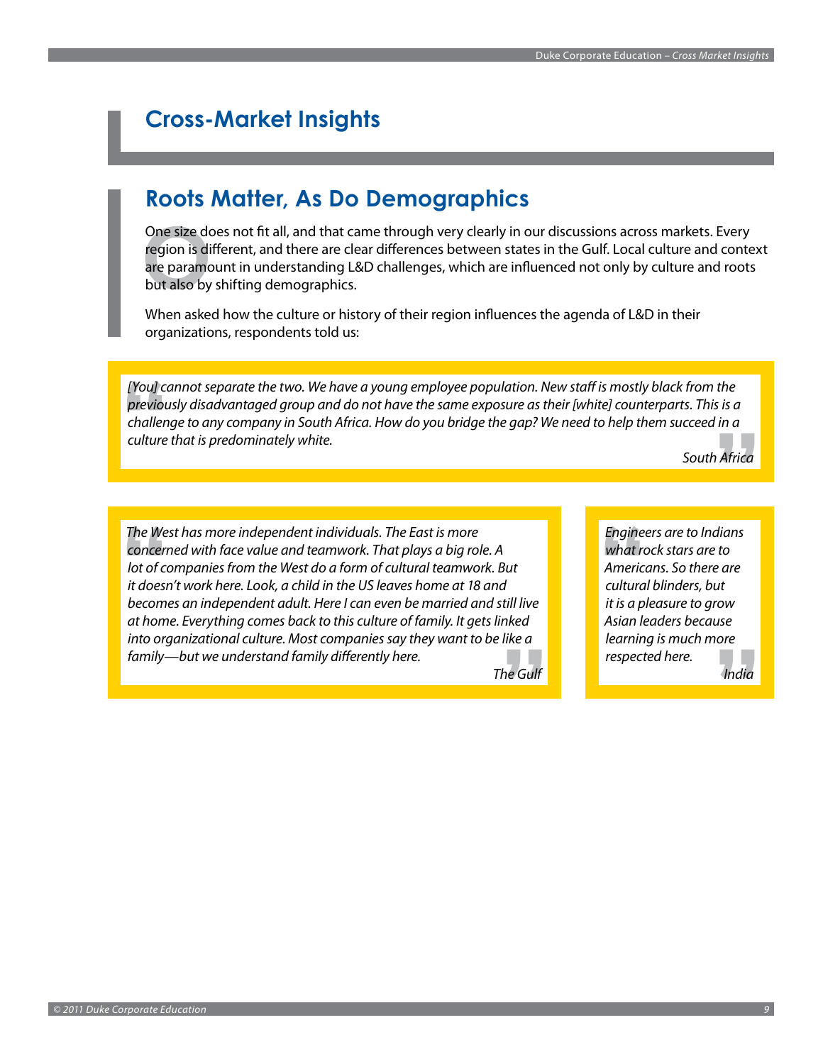# Cross-Market Insights

## Roots Matter, As Do Demographics

One size does not fit all, and that came through very clearly in our discussions across markets. Every region is different, and there are clear differences between states in the Gulf. Local culture and context are paramount in understanding L&D challenges, which are influenced not only by culture and roots but also by shifting demographics.

When asked how the culture or history of their region influences the agenda of L&D in their organizations, respondents told us:

> *[You] cannot separate the two. We have a young employee population. New staff is mostly black from the previously disadvantaged group and do not have the same exposure as their [white] counterparts. This is a challenge to any company in South Africa. How do you bridge the gap? We need to help them succeed in a culture that is predominately white.*
>
> *South Africa*

> *The West has more independent individuals. The East is more concerned with face value and teamwork. That plays a big role. A lot of companies from the West do a form of cultural teamwork. But it doesn't work here. Look, a child in the US leaves home at 18 and becomes an independent adult. Here I can even be married and still live at home. Everything comes back to this culture of family. It gets linked into organizational culture. Most companies say they want to be like a family—but we understand family differently here.*
>
> *The Gulf*

> *Engineers are to Indians what rock stars are to Americans. So there are cultural blinders, but it is a pleasure to grow Asian leaders because learning is much more respected here.*
>
> *India*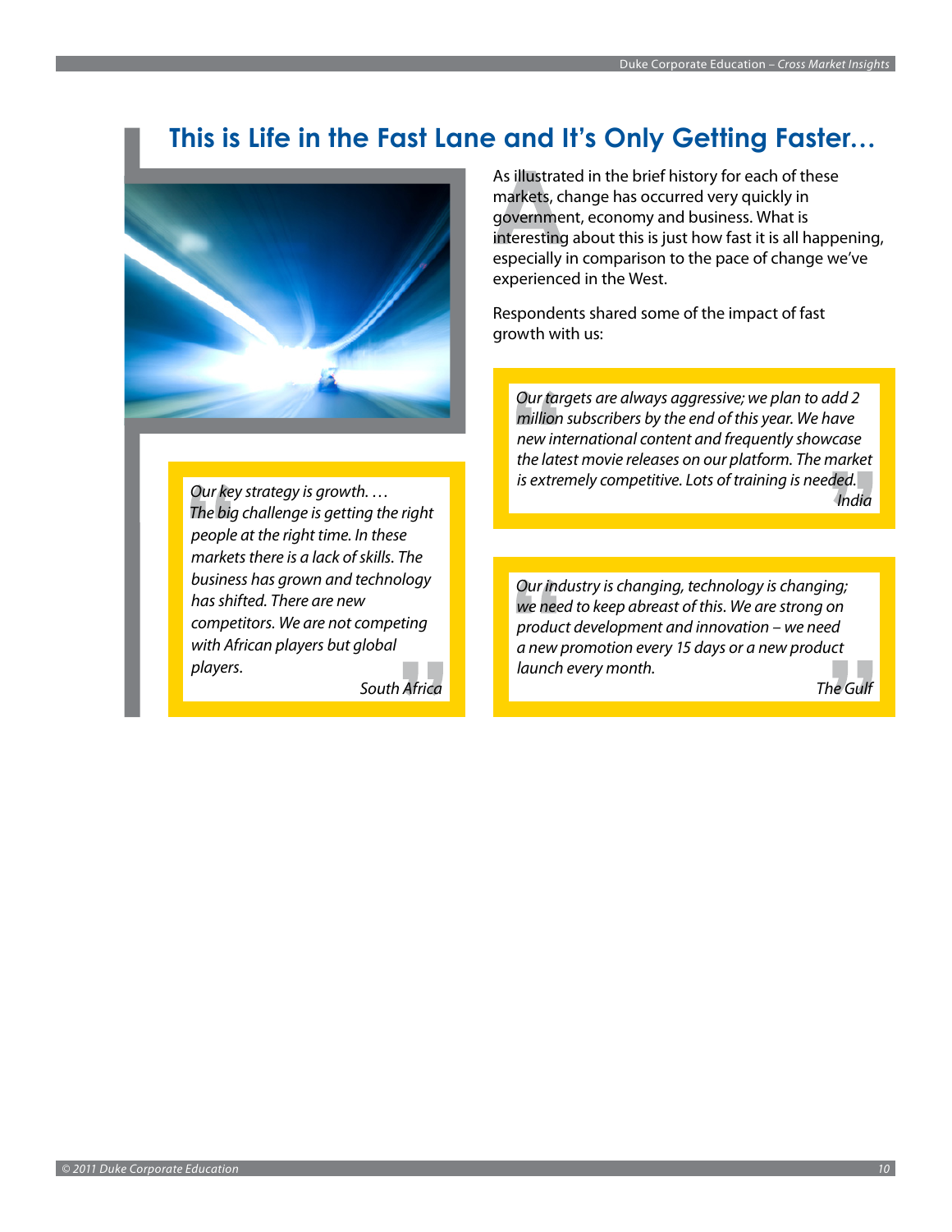# This is Life in the Fast Lane and It's Only Getting Faster…

As illustrated in the brief history for each of these markets, change has occurred very quickly in government, economy and business. What is interesting about this is just how fast it is all happening, especially in comparison to the pace of change we've experienced in the West.

Respondents shared some of the impact of fast growth with us:

> *Our targets are always aggressive; we plan to add 2 million subscribers by the end of this year. We have new international content and frequently showcase the latest movie releases on our platform. The market is extremely competitive. Lots of training is needed.*
>
> *India*

> *Our industry is changing, technology is changing; we need to keep abreast of this. We are strong on product development and innovation – we need a new promotion every 15 days or a new product launch every month.*
>
> *The Gulf*

> *Our key strategy is growth. … The big challenge is getting the right people at the right time. In these markets there is a lack of skills. The business has grown and technology has shifted. There are new competitors. We are not competing with African players but global players.*
>
> *South Africa*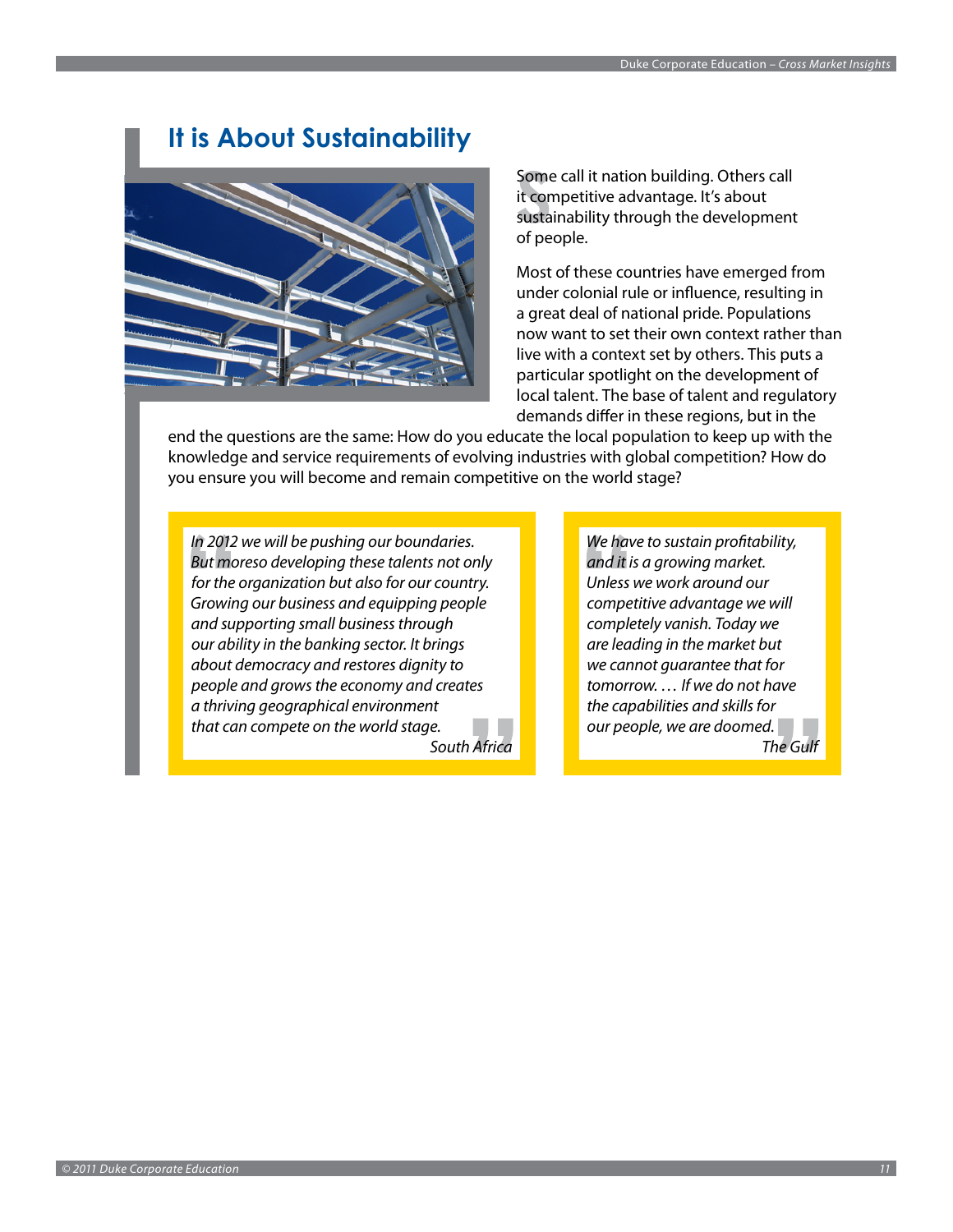# It is About Sustainability

Some call it nation building. Others call it competitive advantage. It's about sustainability through the development of people.

Most of these countries have emerged from under colonial rule or influence, resulting in a great deal of national pride. Populations now want to set their own context rather than live with a context set by others. This puts a particular spotlight on the development of local talent. The base of talent and regulatory demands differ in these regions, but in the end the questions are the same: How do you educate the local population to keep up with the knowledge and service requirements of evolving industries with global competition? How do you ensure you will become and remain competitive on the world stage?

> *In 2012 we will be pushing our boundaries. But moreso developing these talents not only for the organization but also for our country. Growing our business and equipping people and supporting small business through our ability in the banking sector. It brings about democracy and restores dignity to people and grows the economy and creates a thriving geographical environment that can compete on the world stage.*
>
> *South Africa*

> *We have to sustain profitability, and it is a growing market. Unless we work around our competitive advantage we will completely vanish. Today we are leading in the market but we cannot guarantee that for tomorrow. … If we do not have the capabilities and skills for our people, we are doomed.*
>
> *The Gulf*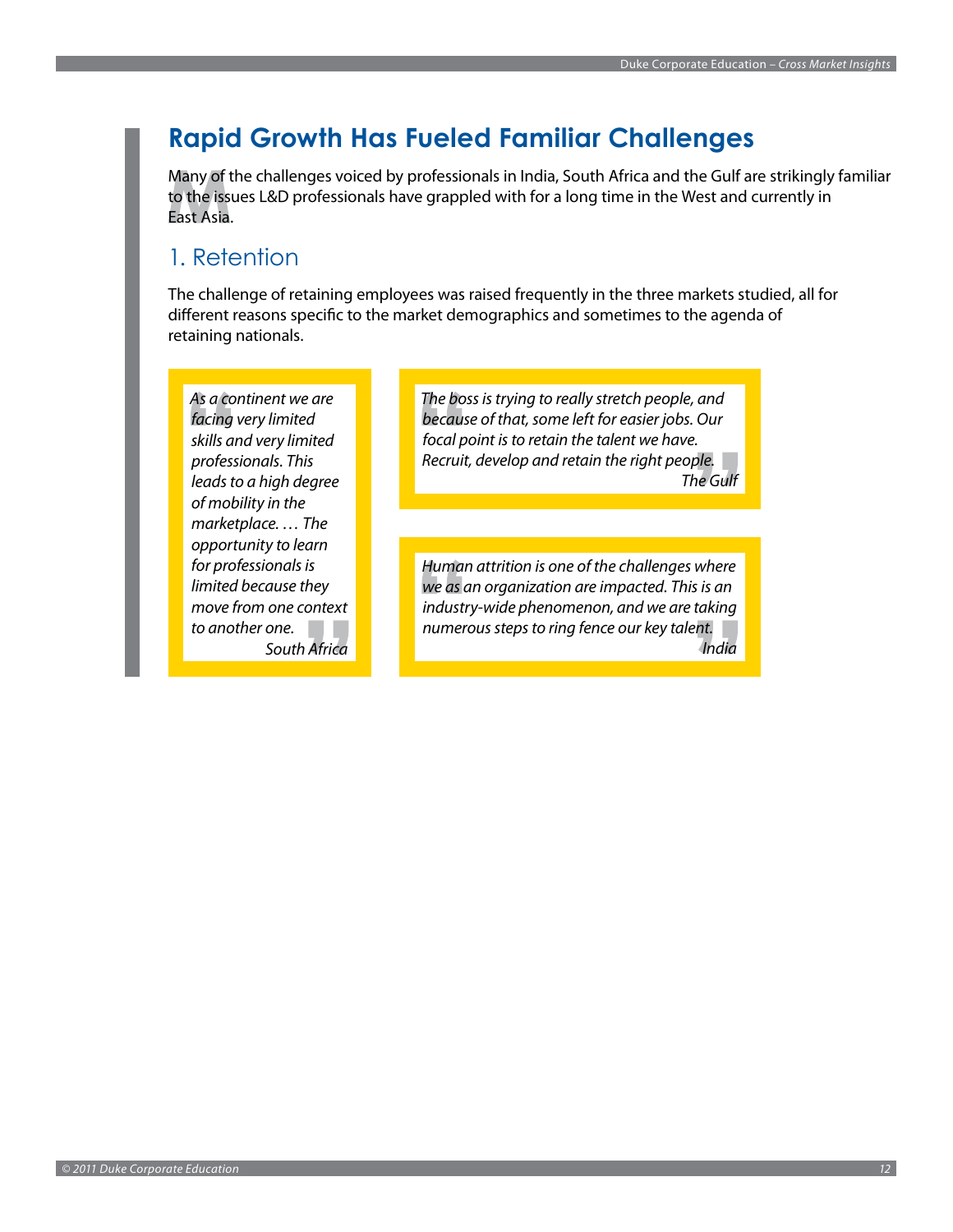# Rapid Growth Has Fueled Familiar Challenges

Many of the challenges voiced by professionals in India, South Africa and the Gulf are strikingly familiar to the issues L&D professionals have grappled with for a long time in the West and currently in East Asia.

## 1. Retention

The challenge of retaining employees was raised frequently in the three markets studied, all for different reasons specific to the market demographics and sometimes to the agenda of retaining nationals.

> *As a continent we are facing very limited skills and very limited professionals. This leads to a high degree of mobility in the marketplace. … The opportunity to learn for professionals is limited because they move from one context to another one.*
>
> South Africa

> *The boss is trying to really stretch people, and because of that, some left for easier jobs. Our focal point is to retain the talent we have. Recruit, develop and retain the right people.*
>
> The Gulf

> *Human attrition is one of the challenges where we as an organization are impacted. This is an industry-wide phenomenon, and we are taking numerous steps to ring fence our key talent.*
>
> India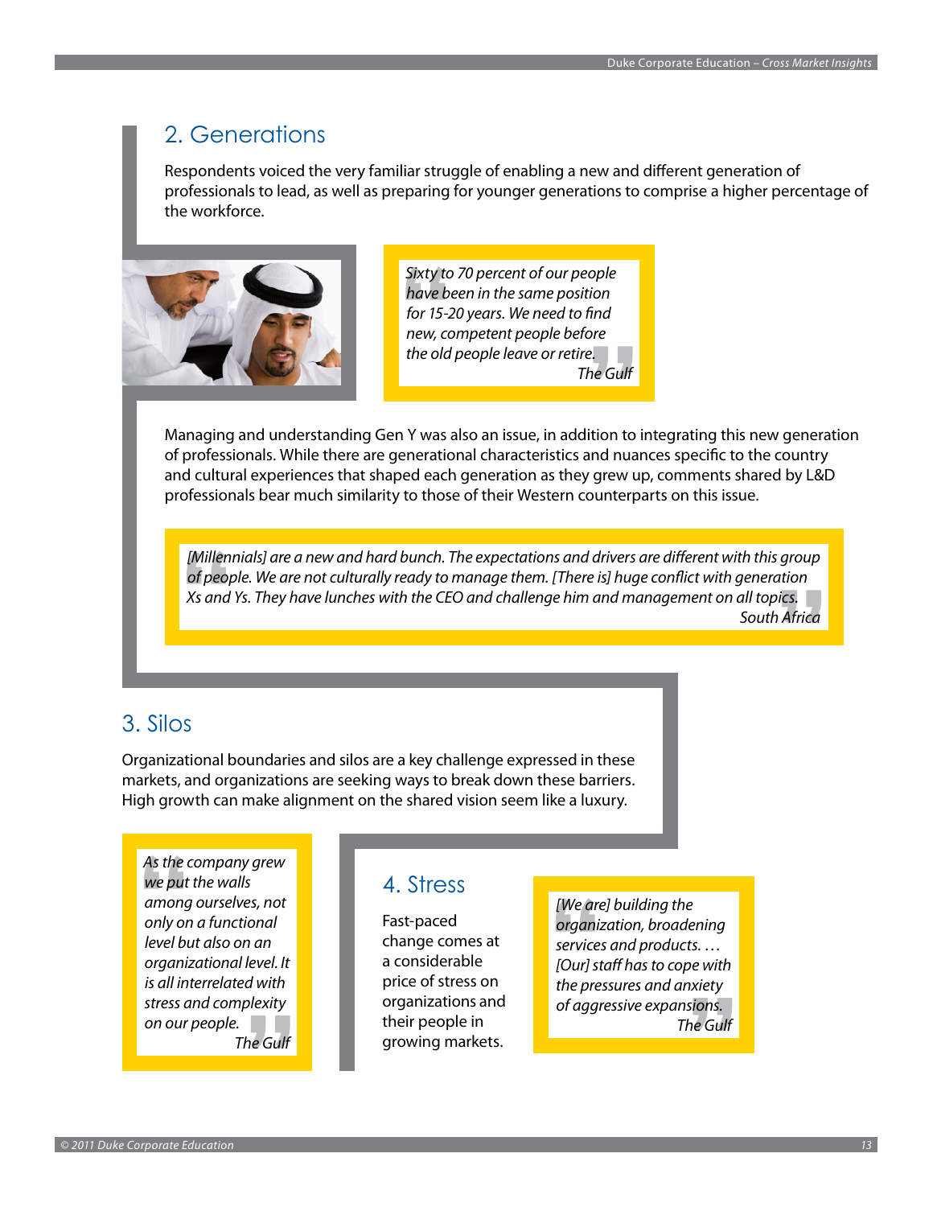## 2. Generations

Respondents voiced the very familiar struggle of enabling a new and different generation of professionals to lead, as well as preparing for younger generations to comprise a higher percentage of the workforce.

> *Sixty to 70 percent of our people have been in the same position for 15-20 years. We need to find new, competent people before the old people leave or retire.*
>
> *The Gulf*

Managing and understanding Gen Y was also an issue, in addition to integrating this new generation of professionals. While there are generational characteristics and nuances specific to the country and cultural experiences that shaped each generation as they grew up, comments shared by L&D professionals bear much similarity to those of their Western counterparts on this issue.

> *[Millennials] are a new and hard bunch. The expectations and drivers are different with this group of people. We are not culturally ready to manage them. [There is] huge conflict with generation Xs and Ys. They have lunches with the CEO and challenge him and management on all topics.*
>
> *South Africa*

## 3. Silos

Organizational boundaries and silos are a key challenge expressed in these markets, and organizations are seeking ways to break down these barriers. High growth can make alignment on the shared vision seem like a luxury.

> *As the company grew we put the walls among ourselves, not only on a functional level but also on an organizational level. It is all interrelated with stress and complexity on our people.*
>
> *The Gulf*

## 4. Stress

Fast-paced change comes at a considerable price of stress on organizations and their people in growing markets.

> *[We are] building the organization, broadening services and products. … [Our] staff has to cope with the pressures and anxiety of aggressive expansions.*
>
> *The Gulf*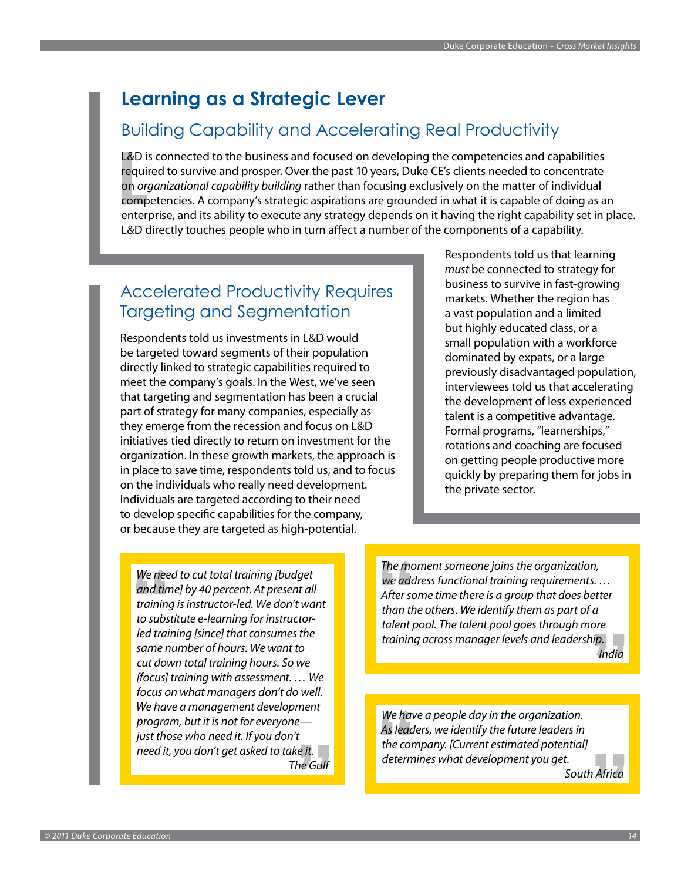# Learning as a Strategic Lever

## Building Capability and Accelerating Real Productivity

L&D is connected to the business and focused on developing the competencies and capabilities required to survive and prosper. Over the past 10 years, Duke CE's clients needed to concentrate on *organizational capability building* rather than focusing exclusively on the matter of individual competencies. A company's strategic aspirations are grounded in what it is capable of doing as an enterprise, and its ability to execute any strategy depends on it having the right capability set in place. L&D directly touches people who in turn affect a number of the components of a capability.

## Accelerated Productivity Requires Targeting and Segmentation

Respondents told us investments in L&D would be targeted toward segments of their population directly linked to strategic capabilities required to meet the company's goals. In the West, we've seen that targeting and segmentation has been a crucial part of strategy for many companies, especially as they emerge from the recession and focus on L&D initiatives tied directly to return on investment for the organization. In these growth markets, the approach is in place to save time, respondents told us, and to focus on the individuals who really need development. Individuals are targeted according to their need to develop specific capabilities for the company, or because they are targeted as high-potential.

Respondents told us that learning *must* be connected to strategy for business to survive in fast-growing markets. Whether the region has a vast population and a limited but highly educated class, or a small population with a workforce dominated by expats, or a large previously disadvantaged population, interviewees told us that accelerating the development of less experienced talent is a competitive advantage. Formal programs, "learnerships," rotations and coaching are focused on getting people productive more quickly by preparing them for jobs in the private sector.

> *We need to cut total training [budget and time] by 40 percent. At present all training is instructor-led. We don't want to substitute e-learning for instructor-led training [since] that consumes the same number of hours. We want to cut down total training hours. So we [focus] training with assessment. … We focus on what managers don't do well. We have a management development program, but it is not for everyone—just those who need it. If you don't need it, you don't get asked to take it.*
>
> The Gulf

> *The moment someone joins the organization, we address functional training requirements. … After some time there is a group that does better than the others. We identify them as part of a talent pool. The talent pool goes through more training across manager levels and leadership.*
>
> India

> *We have a people day in the organization. As leaders, we identify the future leaders in the company. [Current estimated potential] determines what development you get.*
>
> South Africa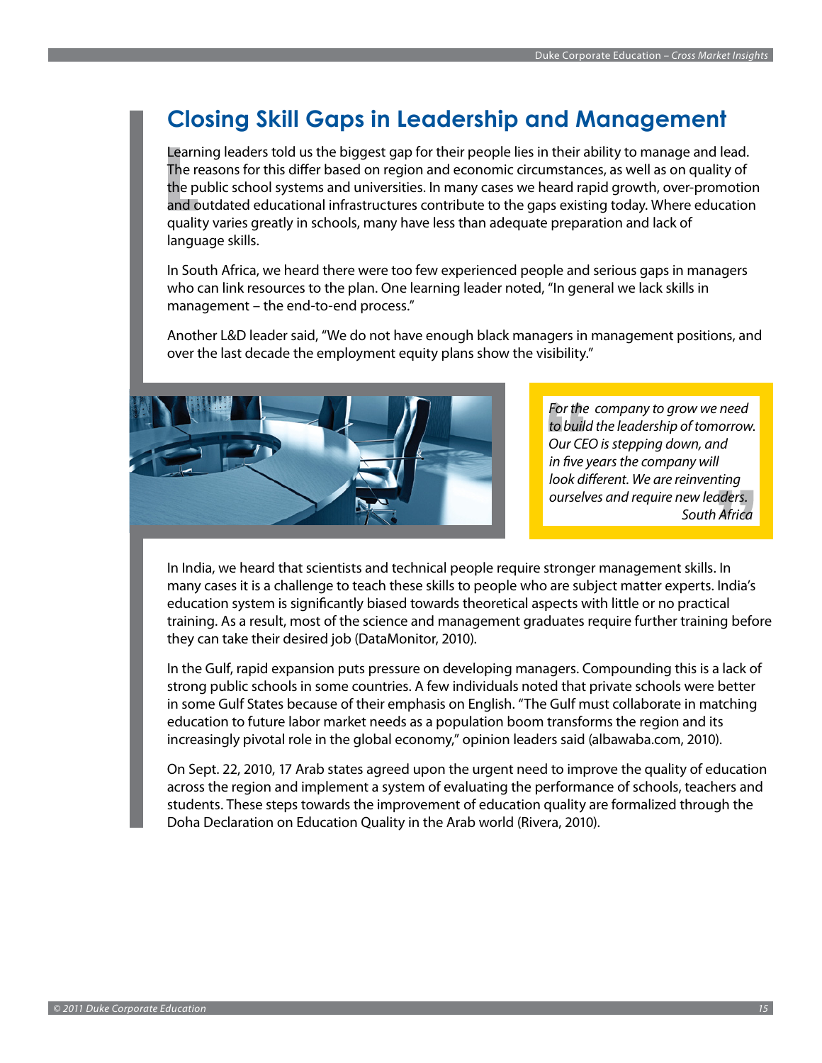# Closing Skill Gaps in Leadership and Management

Learning leaders told us the biggest gap for their people lies in their ability to manage and lead. The reasons for this differ based on region and economic circumstances, as well as on quality of the public school systems and universities. In many cases we heard rapid growth, over-promotion and outdated educational infrastructures contribute to the gaps existing today. Where education quality varies greatly in schools, many have less than adequate preparation and lack of language skills.

In South Africa, we heard there were too few experienced people and serious gaps in managers who can link resources to the plan. One learning leader noted, "In general we lack skills in management – the end-to-end process."

Another L&D leader said, "We do not have enough black managers in management positions, and over the last decade the employment equity plans show the visibility."

> *For the company to grow we need to build the leadership of tomorrow. Our CEO is stepping down, and in five years the company will look different. We are reinventing ourselves and require new leaders.*
> *South Africa*

In India, we heard that scientists and technical people require stronger management skills. In many cases it is a challenge to teach these skills to people who are subject matter experts. India's education system is significantly biased towards theoretical aspects with little or no practical training. As a result, most of the science and management graduates require further training before they can take their desired job (DataMonitor, 2010).

In the Gulf, rapid expansion puts pressure on developing managers. Compounding this is a lack of strong public schools in some countries. A few individuals noted that private schools were better in some Gulf States because of their emphasis on English. "The Gulf must collaborate in matching education to future labor market needs as a population boom transforms the region and its increasingly pivotal role in the global economy," opinion leaders said (albawaba.com, 2010).

On Sept. 22, 2010, 17 Arab states agreed upon the urgent need to improve the quality of education across the region and implement a system of evaluating the performance of schools, teachers and students. These steps towards the improvement of education quality are formalized through the Doha Declaration on Education Quality in the Arab world (Rivera, 2010).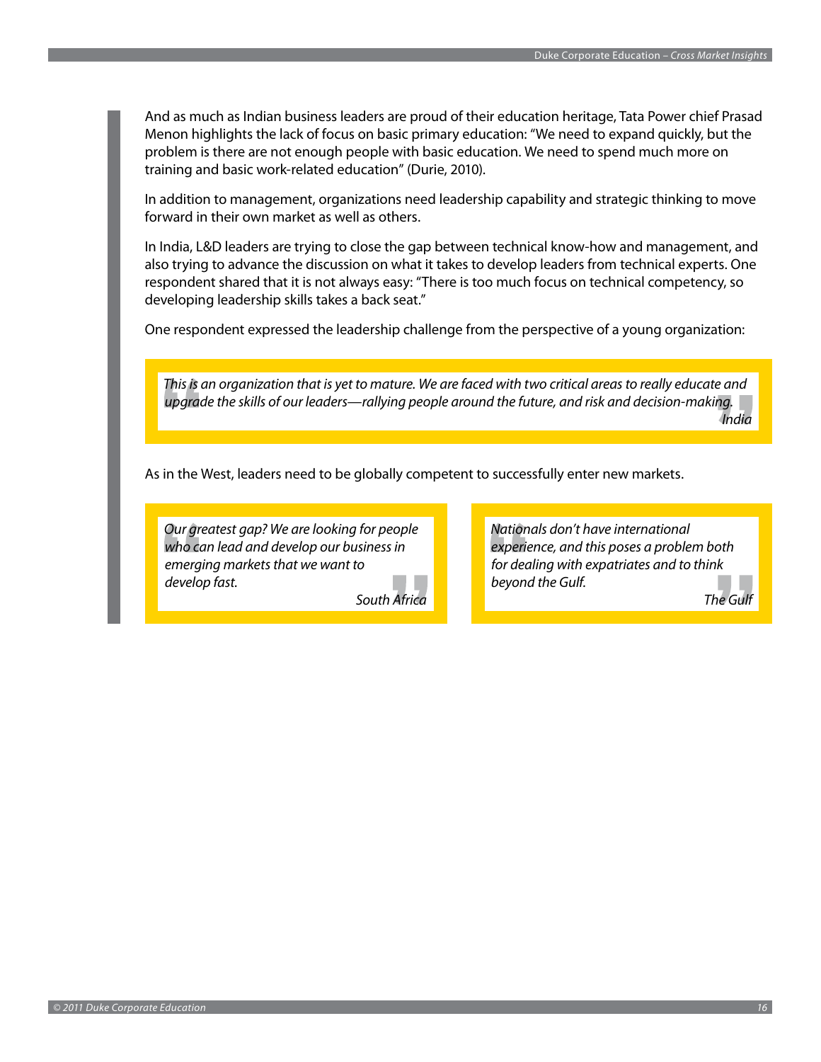And as much as Indian business leaders are proud of their education heritage, Tata Power chief Prasad Menon highlights the lack of focus on basic primary education: "We need to expand quickly, but the problem is there are not enough people with basic education. We need to spend much more on training and basic work-related education" (Durie, 2010).

In addition to management, organizations need leadership capability and strategic thinking to move forward in their own market as well as others.

In India, L&D leaders are trying to close the gap between technical know-how and management, and also trying to advance the discussion on what it takes to develop leaders from technical experts. One respondent shared that it is not always easy: "There is too much focus on technical competency, so developing leadership skills takes a back seat."

One respondent expressed the leadership challenge from the perspective of a young organization:

> *This is an organization that is yet to mature. We are faced with two critical areas to really educate and upgrade the skills of our leaders—rallying people around the future, and risk and decision-making.*
>
> *India*

As in the West, leaders need to be globally competent to successfully enter new markets.

> *Our greatest gap? We are looking for people who can lead and develop our business in emerging markets that we want to develop fast.*
>
> *South Africa*

> *Nationals don't have international experience, and this poses a problem both for dealing with expatriates and to think beyond the Gulf.*
>
> *The Gulf*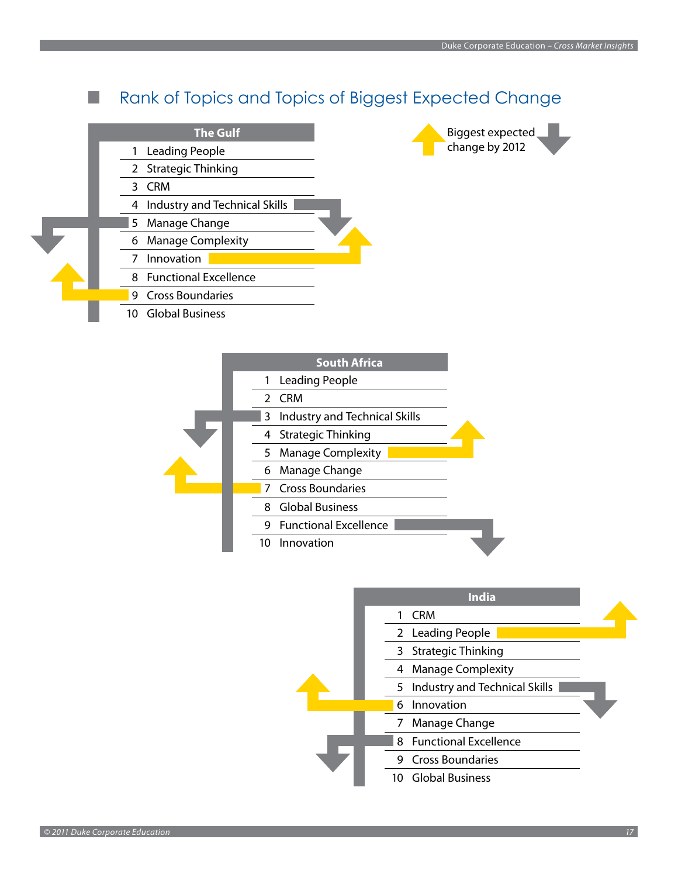## Rank of Topics and Topics of Biggest Expected Change

Biggest expected change by 2012 (yellow arrow: up; grey arrow: down)

| The Gulf | |
|---|---|
| 1 | Leading People |
| 2 | Strategic Thinking |
| 3 | CRM |
| 4 | Industry and Technical Skills |
| 5 | Manage Change |
| 6 | Manage Complexity |
| 7 | Innovation |
| 8 | Functional Excellence |
| 9 | Cross Boundaries |
| 10 | Global Business |

| South Africa | |
|---|---|
| 1 | Leading People |
| 2 | CRM |
| 3 | Industry and Technical Skills |
| 4 | Strategic Thinking |
| 5 | Manage Complexity |
| 6 | Manage Change |
| 7 | Cross Boundaries |
| 8 | Global Business |
| 9 | Functional Excellence |
| 10 | Innovation |

| India | |
|---|---|
| 1 | CRM |
| 2 | Leading People |
| 3 | Strategic Thinking |
| 4 | Manage Complexity |
| 5 | Industry and Technical Skills |
| 6 | Innovation |
| 7 | Manage Change |
| 8 | Functional Excellence |
| 9 | Cross Boundaries |
| 10 | Global Business |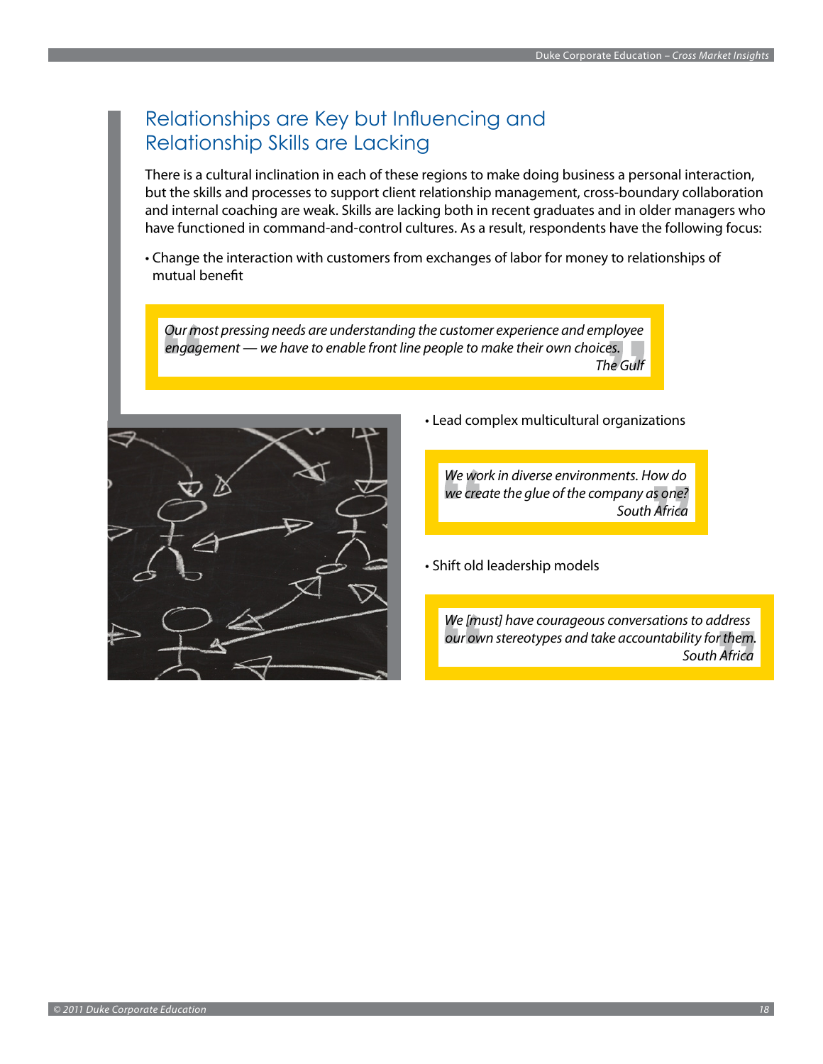## Relationships are Key but Influencing and Relationship Skills are Lacking

There is a cultural inclination in each of these regions to make doing business a personal interaction, but the skills and processes to support client relationship management, cross-boundary collaboration and internal coaching are weak. Skills are lacking both in recent graduates and in older managers who have functioned in command-and-control cultures. As a result, respondents have the following focus:

- Change the interaction with customers from exchanges of labor for money to relationships of mutual benefit

> *Our most pressing needs are understanding the customer experience and employee engagement — we have to enable front line people to make their own choices.*
> *The Gulf*

- Lead complex multicultural organizations

> *We work in diverse environments. How do we create the glue of the company as one?*
> *South Africa*

- Shift old leadership models

> *We [must] have courageous conversations to address our own stereotypes and take accountability for them.*
> *South Africa*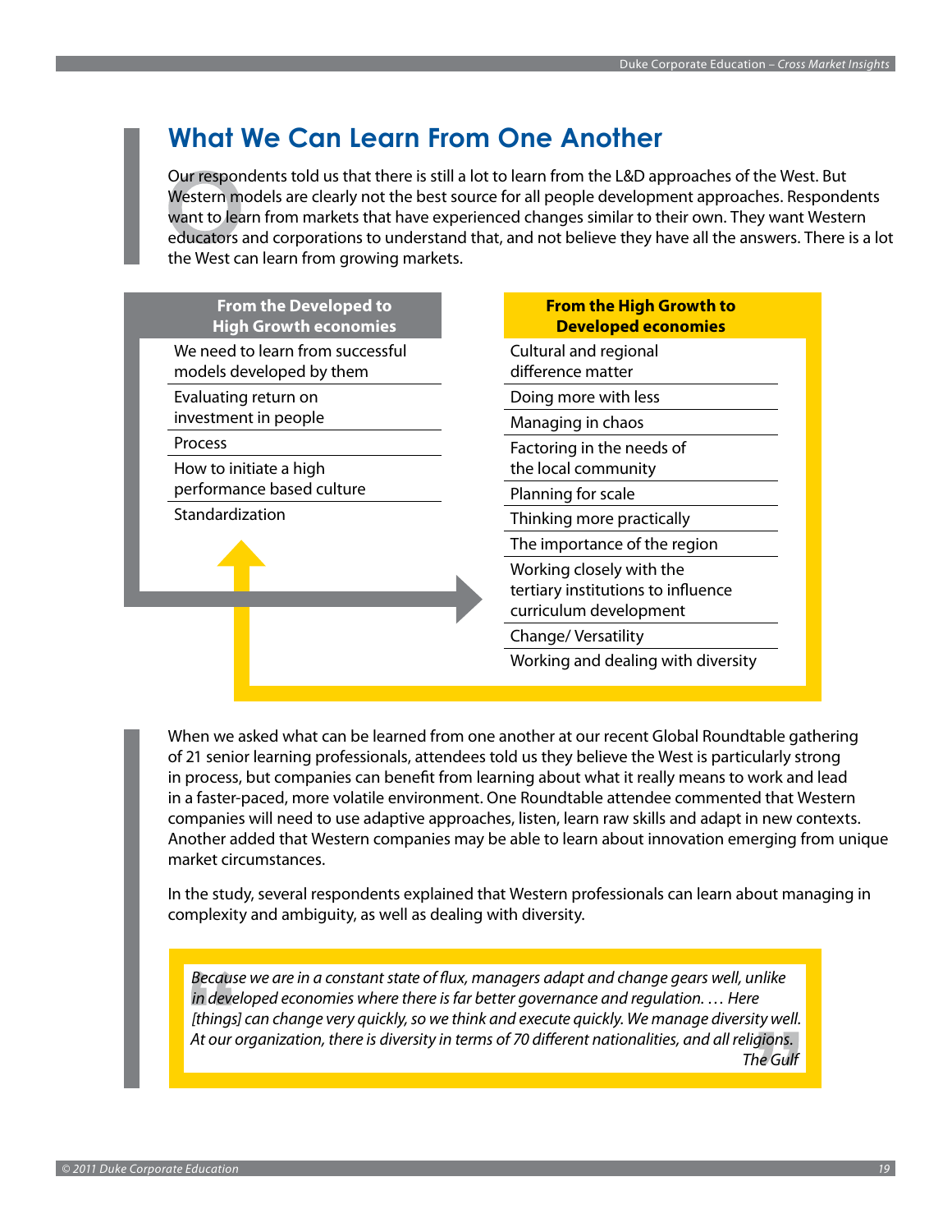## What We Can Learn From One Another

Our respondents told us that there is still a lot to learn from the L&D approaches of the West. But Western models are clearly not the best source for all people development approaches. Respondents want to learn from markets that have experienced changes similar to their own. They want Western educators and corporations to understand that, and not believe they have all the answers. There is a lot the West can learn from growing markets.

**From the Developed to High Growth economies**

- We need to learn from successful models developed by them
- Evaluating return on investment in people
- Process
- How to initiate a high performance based culture
- Standardization

**From the High Growth to Developed economies**

- Cultural and regional difference matter
- Doing more with less
- Managing in chaos
- Factoring in the needs of the local community
- Planning for scale
- Thinking more practically
- The importance of the region
- Working closely with the tertiary institutions to influence curriculum development
- Change/ Versatility
- Working and dealing with diversity

When we asked what can be learned from one another at our recent Global Roundtable gathering of 21 senior learning professionals, attendees told us they believe the West is particularly strong in process, but companies can benefit from learning about what it really means to work and lead in a faster-paced, more volatile environment. One Roundtable attendee commented that Western companies will need to use adaptive approaches, listen, learn raw skills and adapt in new contexts. Another added that Western companies may be able to learn about innovation emerging from unique market circumstances.

In the study, several respondents explained that Western professionals can learn about managing in complexity and ambiguity, as well as dealing with diversity.

> *Because we are in a constant state of flux, managers adapt and change gears well, unlike in developed economies where there is far better governance and regulation. … Here [things] can change very quickly, so we think and execute quickly. We manage diversity well. At our organization, there is diversity in terms of 70 different nationalities, and all religions.*
>
> *The Gulf*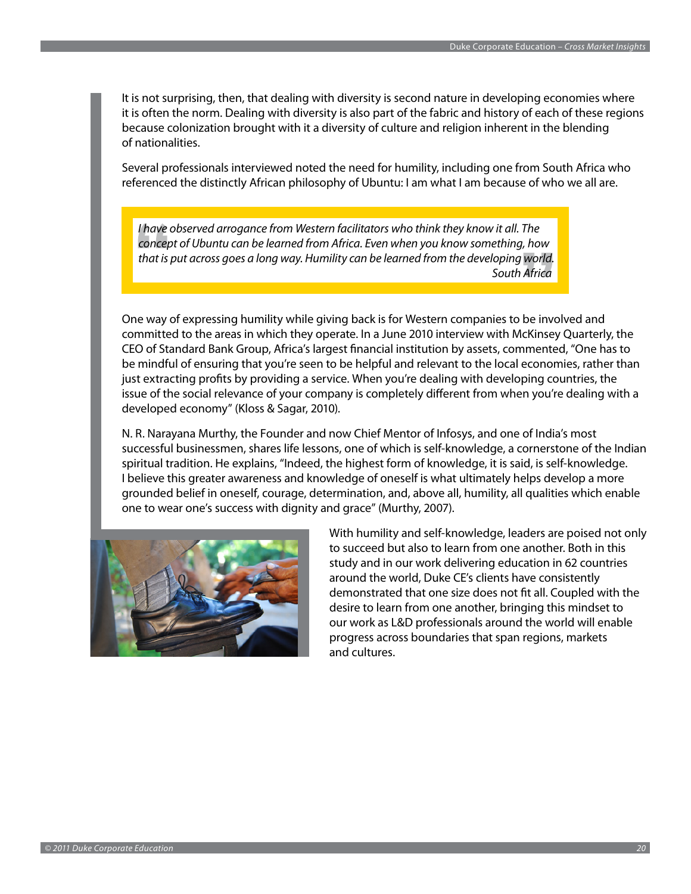It is not surprising, then, that dealing with diversity is second nature in developing economies where it is often the norm. Dealing with diversity is also part of the fabric and history of each of these regions because colonization brought with it a diversity of culture and religion inherent in the blending of nationalities.

Several professionals interviewed noted the need for humility, including one from South Africa who referenced the distinctly African philosophy of Ubuntu: I am what I am because of who we all are.

> *I have observed arrogance from Western facilitators who think they know it all. The concept of Ubuntu can be learned from Africa. Even when you know something, how that is put across goes a long way. Humility can be learned from the developing world.*
>
> *South Africa*

One way of expressing humility while giving back is for Western companies to be involved and committed to the areas in which they operate. In a June 2010 interview with McKinsey Quarterly, the CEO of Standard Bank Group, Africa's largest financial institution by assets, commented, "One has to be mindful of ensuring that you're seen to be helpful and relevant to the local economies, rather than just extracting profits by providing a service. When you're dealing with developing countries, the issue of the social relevance of your company is completely different from when you're dealing with a developed economy" (Kloss & Sagar, 2010).

N. R. Narayana Murthy, the Founder and now Chief Mentor of Infosys, and one of India's most successful businessmen, shares life lessons, one of which is self-knowledge, a cornerstone of the Indian spiritual tradition. He explains, "Indeed, the highest form of knowledge, it is said, is self-knowledge. I believe this greater awareness and knowledge of oneself is what ultimately helps develop a more grounded belief in oneself, courage, determination, and, above all, humility, all qualities which enable one to wear one's success with dignity and grace" (Murthy, 2007).

With humility and self-knowledge, leaders are poised not only to succeed but also to learn from one another. Both in this study and in our work delivering education in 62 countries around the world, Duke CE's clients have consistently demonstrated that one size does not fit all. Coupled with the desire to learn from one another, bringing this mindset to our work as L&D professionals around the world will enable progress across boundaries that span regions, markets and cultures.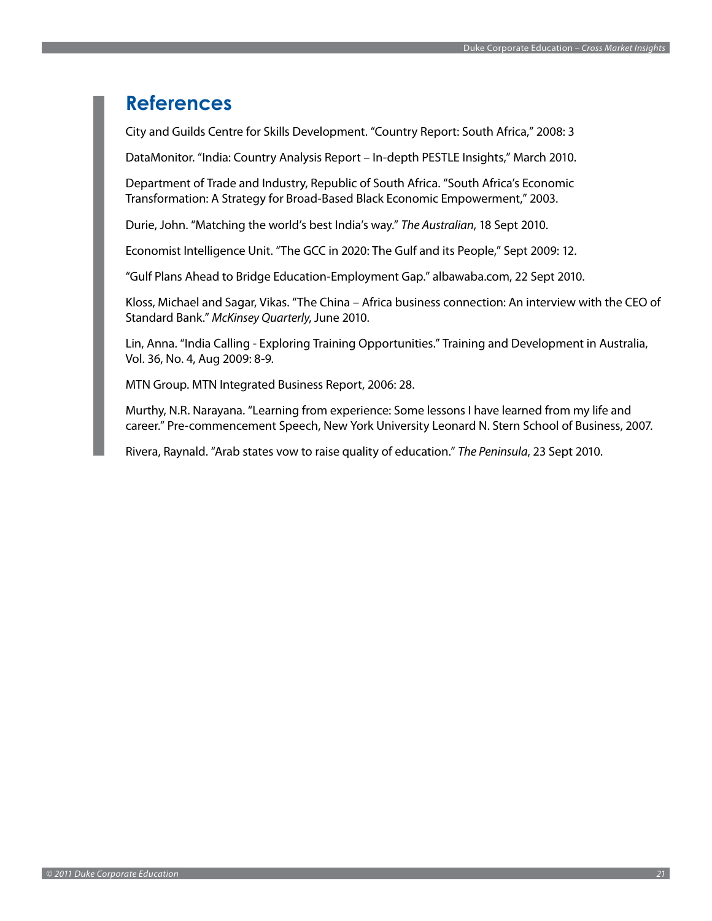# References

City and Guilds Centre for Skills Development. "Country Report: South Africa," 2008: 3

DataMonitor. "India: Country Analysis Report – In-depth PESTLE Insights," March 2010.

Department of Trade and Industry, Republic of South Africa. "South Africa's Economic Transformation: A Strategy for Broad-Based Black Economic Empowerment," 2003.

Durie, John. "Matching the world's best India's way." *The Australian*, 18 Sept 2010.

Economist Intelligence Unit. "The GCC in 2020: The Gulf and its People," Sept 2009: 12.

"Gulf Plans Ahead to Bridge Education-Employment Gap." albawaba.com, 22 Sept 2010.

Kloss, Michael and Sagar, Vikas. "The China – Africa business connection: An interview with the CEO of Standard Bank." *McKinsey Quarterly*, June 2010.

Lin, Anna. "India Calling - Exploring Training Opportunities." Training and Development in Australia, Vol. 36, No. 4, Aug 2009: 8-9.

MTN Group. MTN Integrated Business Report, 2006: 28.

Murthy, N.R. Narayana. "Learning from experience: Some lessons I have learned from my life and career." Pre-commencement Speech, New York University Leonard N. Stern School of Business, 2007.

Rivera, Raynald. "Arab states vow to raise quality of education." *The Peninsula*, 23 Sept 2010.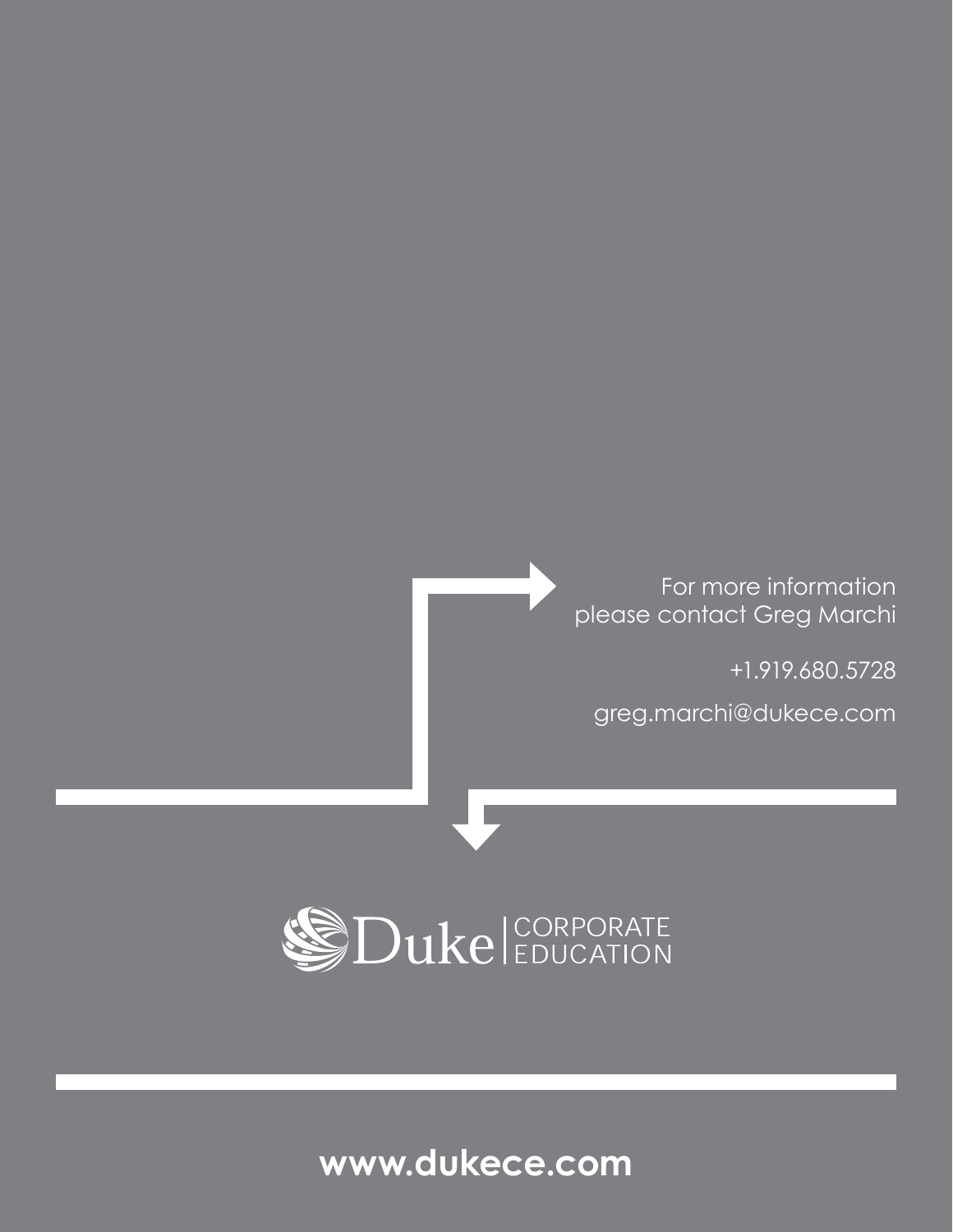For more information
please contact Greg Marchi

+1.919.680.5728

greg.marchi@dukece.com

Duke | CORPORATE EDUCATION

**www.dukece.com**